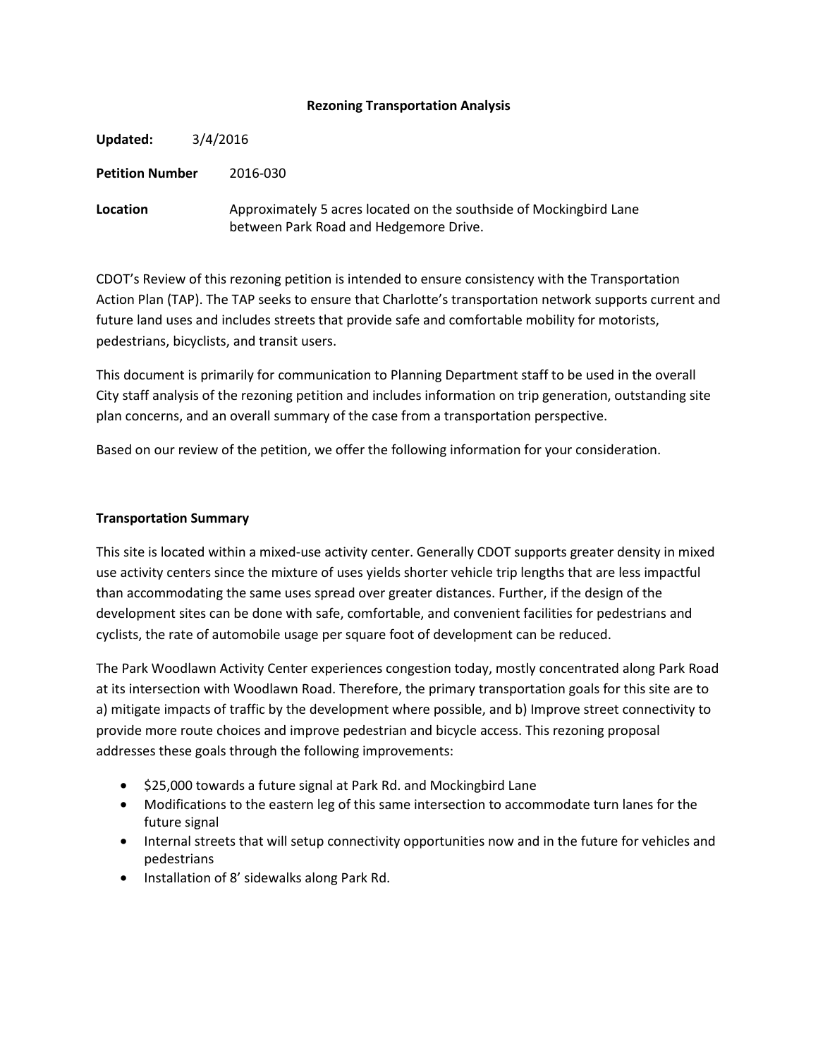# Rezoning Transportation Analysis

**Updated:** 3/4/2016

**Petition Number** 2016-030

**Location** Approximately 5 acres located on the southside of Mockingbird Lane between Park Road and Hedgemore Drive.

CDOT's Review of this rezoning petition is intended to ensure consistency with the Transportation Action Plan (TAP). The TAP seeks to ensure that Charlotte's transportation network supports current and future land uses and includes streets that provide safe and comfortable mobility for motorists, pedestrians, bicyclists, and transit users.

This document is primarily for communication to Planning Department staff to be used in the overall City staff analysis of the rezoning petition and includes information on trip generation, outstanding site plan concerns, and an overall summary of the case from a transportation perspective.

Based on our review of the petition, we offer the following information for your consideration.

## Transportation Summary

This site is located within a mixed-use activity center. Generally CDOT supports greater density in mixed use activity centers since the mixture of uses yields shorter vehicle trip lengths that are less impactful than accommodating the same uses spread over greater distances. Further, if the design of the development sites can be done with safe, comfortable, and convenient facilities for pedestrians and cyclists, the rate of automobile usage per square foot of development can be reduced.

The Park Woodlawn Activity Center experiences congestion today, mostly concentrated along Park Road at its intersection with Woodlawn Road. Therefore, the primary transportation goals for this site are to a) mitigate impacts of traffic by the development where possible, and b) Improve street connectivity to provide more route choices and improve pedestrian and bicycle access. This rezoning proposal addresses these goals through the following improvements:

- $25,000 towards a future signal at Park Rd. and Mockingbird Lane
- Modifications to the eastern leg of this same intersection to accommodate turn lanes for the future signal
- Internal streets that will setup connectivity opportunities now and in the future for vehicles and pedestrians
- Installation of 8' sidewalks along Park Rd.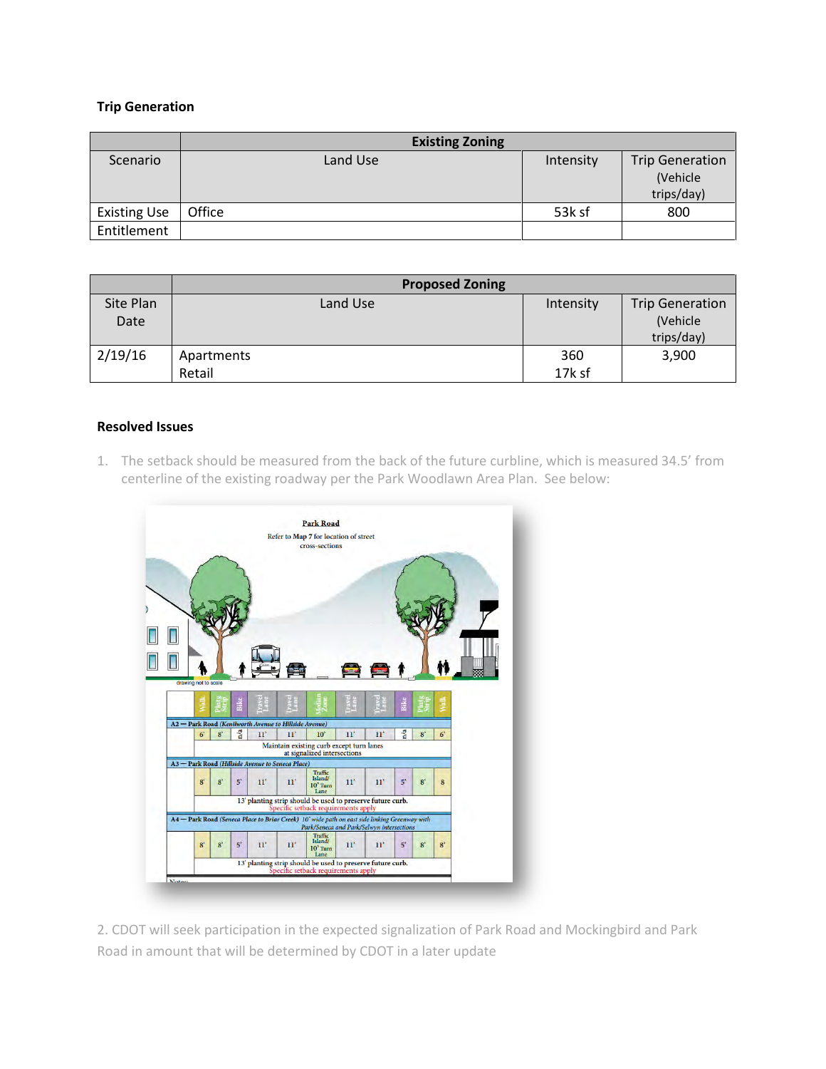### Trip Generation

| | Existing Zoning | | |
|---|---|---|---|
| Scenario | Land Use | Intensity | Trip Generation (Vehicle trips/day) |
| Existing Use | Office | 53k sf | 800 |
| Entitlement | | | |

| | Proposed Zoning | | |
|---|---|---|---|
| Site Plan Date | Land Use | Intensity | Trip Generation (Vehicle trips/day) |
| 2/19/16 | Apartments<br>Retail | 360<br>17k sf | 3,900 |

### Resolved Issues

1. The setback should be measured from the back of the future curbline, which is measured 34.5' from centerline of the existing roadway per the Park Woodlawn Area Plan. See below:

2. CDOT will seek participation in the expected signalization of Park Road and Mockingbird and Park Road in amount that will be determined by CDOT in a later update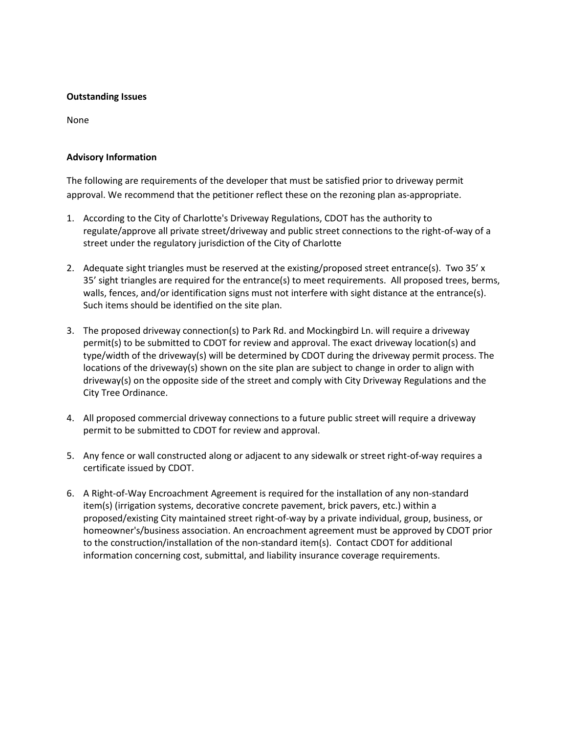**Outstanding Issues**

None

**Advisory Information**

The following are requirements of the developer that must be satisfied prior to driveway permit approval. We recommend that the petitioner reflect these on the rezoning plan as-appropriate.

1. According to the City of Charlotte's Driveway Regulations, CDOT has the authority to regulate/approve all private street/driveway and public street connections to the right-of-way of a street under the regulatory jurisdiction of the City of Charlotte

2. Adequate sight triangles must be reserved at the existing/proposed street entrance(s). Two 35' x 35' sight triangles are required for the entrance(s) to meet requirements. All proposed trees, berms, walls, fences, and/or identification signs must not interfere with sight distance at the entrance(s). Such items should be identified on the site plan.

3. The proposed driveway connection(s) to Park Rd. and Mockingbird Ln. will require a driveway permit(s) to be submitted to CDOT for review and approval. The exact driveway location(s) and type/width of the driveway(s) will be determined by CDOT during the driveway permit process. The locations of the driveway(s) shown on the site plan are subject to change in order to align with driveway(s) on the opposite side of the street and comply with City Driveway Regulations and the City Tree Ordinance.

4. All proposed commercial driveway connections to a future public street will require a driveway permit to be submitted to CDOT for review and approval.

5. Any fence or wall constructed along or adjacent to any sidewalk or street right-of-way requires a certificate issued by CDOT.

6. A Right-of-Way Encroachment Agreement is required for the installation of any non-standard item(s) (irrigation systems, decorative concrete pavement, brick pavers, etc.) within a proposed/existing City maintained street right-of-way by a private individual, group, business, or homeowner's/business association. An encroachment agreement must be approved by CDOT prior to the construction/installation of the non-standard item(s). Contact CDOT for additional information concerning cost, submittal, and liability insurance coverage requirements.